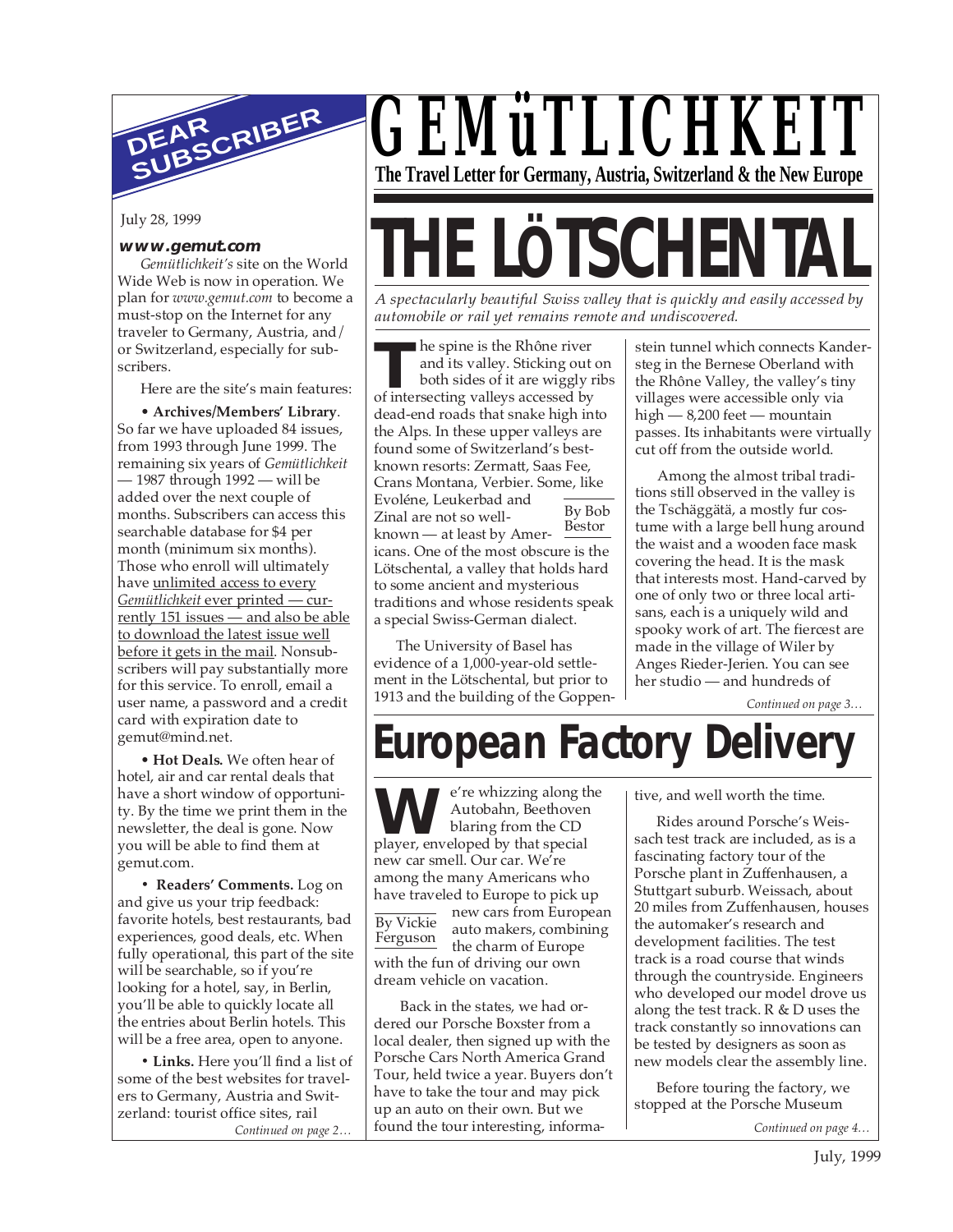# GEMüTLICHKEIT

**The Travel Letter for Germany, Austria, Switzerland & the New Europe**

## DEAR SUBSCRIBER

July 28, 1999

**www.gemut.com**

*Gemütlichkeit's* site on the World Wide Web is now in operation. We plan for *www.gemut.com* to become a must-stop on the Internet for any traveler to Germany, Austria, and/or Switzerland, especially for subscribers.

Here are the site's main features:

• **Archives/Members' Library**. So far we have uploaded 84 issues, from 1993 through June 1999. The remaining six years of *Gemütlichkeit* — 1987 through 1992 — will be added over the next couple of months. Subscribers can access this searchable database for $4 per month (minimum six months). Those who enroll will ultimately have unlimited access to every *Gemütlichkeit* ever printed — currently 151 issues — and also be able to download the latest issue well before it gets in the mail. Nonsubscribers will pay substantially more for this service. To enroll, email a user name, a password and a credit card with expiration date to gemut@mind.net.

• **Hot Deals.** We often hear of hotel, air and car rental deals that have a short window of opportunity. By the time we print them in the newsletter, the deal is gone. Now you will be able to find them at gemut.com.

• **Readers' Comments.** Log on and give us your trip feedback: favorite hotels, best restaurants, bad experiences, good deals, etc. When fully operational, this part of the site will be searchable, so if you're looking for a hotel, say, in Berlin, you'll be able to quickly locate all the entries about Berlin hotels. This will be a free area, open to anyone.

• **Links.** Here you'll find a list of some of the best websites for travelers to Germany, Austria and Switzerland: tourist office sites, rail

*Continued on page 2…*

# THE LÖTSCHENTAL

*A spectacularly beautiful Swiss valley that is quickly and easily accessed by automobile or rail yet remains remote and undiscovered.*

By Bob Bestor

The spine is the Rhône river and its valley. Sticking out on both sides of it are wiggly ribs of intersecting valleys accessed by dead-end roads that snake high into the Alps. In these upper valleys are found some of Switzerland's best-known resorts: Zermatt, Saas Fee, Crans Montana, Verbier. Some, like Evoléne, Leukerbad and Zinal are not so well-known — at least by Americans. One of the most obscure is the Lötschental, a valley that holds hard to some ancient and mysterious traditions and whose residents speak a special Swiss-German dialect.

The University of Basel has evidence of a 1,000-year-old settlement in the Lötschental, but prior to 1913 and the building of the Goppenstein tunnel which connects Kandersteg in the Bernese Oberland with the Rhône Valley, the valley's tiny villages were accessible only via high — 8,200 feet — mountain passes. Its inhabitants were virtually cut off from the outside world.

Among the almost tribal traditions still observed in the valley is the Tschäggätä, a mostly fur costume with a large bell hung around the waist and a wooden face mask covering the head. It is the mask that interests most. Hand-carved by one of only two or three local artisans, each is a uniquely wild and spooky work of art. The fiercest are made in the village of Wiler by Anges Rieder-Jerien. You can see her studio — and hundreds of

*Continued on page 3…*

# European Factory Delivery

By Vickie Ferguson

We're whizzing along the Autobahn, Beethoven blaring from the CD player, enveloped by that special new car smell. Our car. We're among the many Americans who have traveled to Europe to pick up new cars from European auto makers, combining the charm of Europe with the fun of driving our own dream vehicle on vacation.

Back in the states, we had ordered our Porsche Boxster from a local dealer, then signed up with the Porsche Cars North America Grand Tour, held twice a year. Buyers don't have to take the tour and may pick up an auto on their own. But we found the tour interesting, informative, and well worth the time.

Rides around Porsche's Weissach test track are included, as is a fascinating factory tour of the Porsche plant in Zuffenhausen, a Stuttgart suburb. Weissach, about 20 miles from Zuffenhausen, houses the automaker's research and development facilities. The test track is a road course that winds through the countryside. Engineers who developed our model drove us along the test track. R & D uses the track constantly so innovations can be tested by designers as soon as new models clear the assembly line.

Before touring the factory, we stopped at the Porsche Museum

*Continued on page 4…*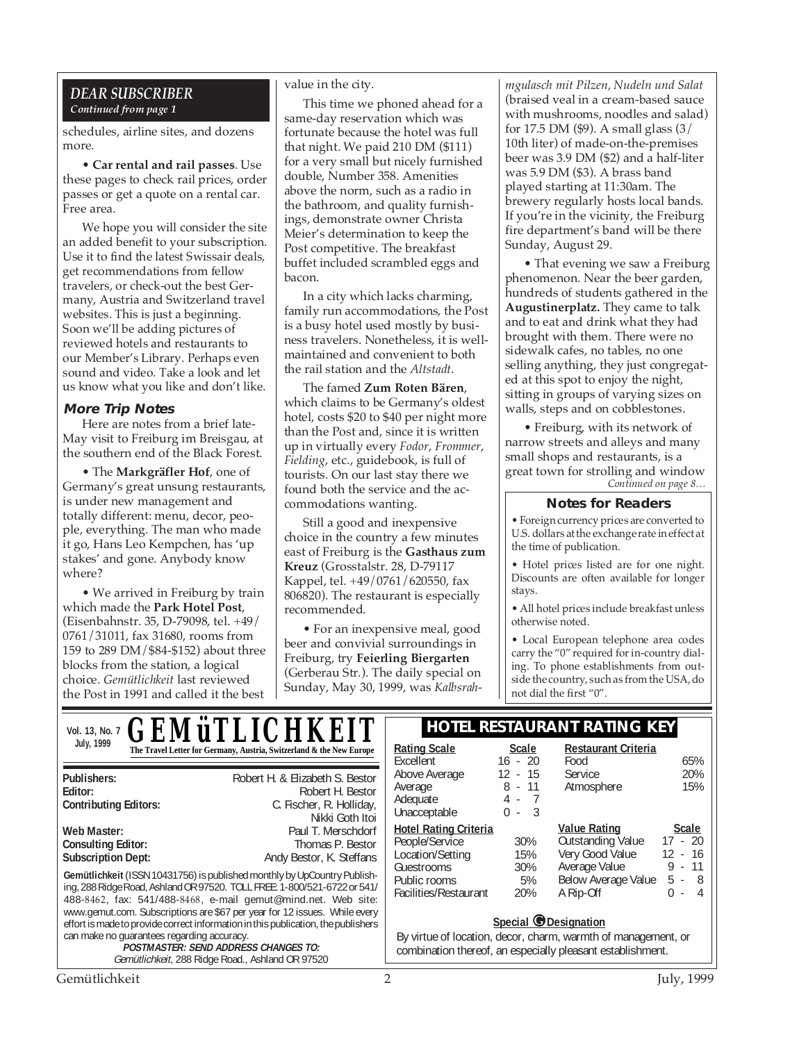## DEAR SUBSCRIBER

*Continued from page 1*

schedules, airline sites, and dozens more.

• **Car rental and rail passes**. Use these pages to check rail prices, order passes or get a quote on a rental car. Free area.

We hope you will consider the site an added benefit to your subscription. Use it to find the latest Swissair deals, get recommendations from fellow travelers, or check-out the best Germany, Austria and Switzerland travel websites. This is just a beginning. Soon we'll be adding pictures of reviewed hotels and restaurants to our Member's Library. Perhaps even sound and video. Take a look and let us know what you like and don't like.

### More Trip Notes

Here are notes from a brief late-May visit to Freiburg im Breisgau, at the southern end of the Black Forest.

• The **Markgräfler Hof**, one of Germany's great unsung restaurants, is under new management and totally different: menu, decor, people, everything. The man who made it go, Hans Leo Kempchen, has 'up stakes' and gone. Anybody know where?

• We arrived in Freiburg by train which made the **Park Hotel Post**, (Eisenbahnstr. 35, D-79098, tel. +49/0761/31011, fax 31680, rooms from 159 to 289 DM/$84-$152) about three blocks from the station, a logical choice. *Gemütlichkeit* last reviewed the Post in 1991 and called it the best value in the city.

This time we phoned ahead for a same-day reservation which was fortunate because the hotel was full that night. We paid 210 DM ($111) for a very small but nicely furnished double, Number 358. Amenities above the norm, such as a radio in the bathroom, and quality furnishings, demonstrate owner Christa Meier's determination to keep the Post competitive. The breakfast buffet included scrambled eggs and bacon.

In a city which lacks charming, family run accommodations, the Post is a busy hotel used mostly by business travelers. Nonetheless, it is well-maintained and convenient to both the rail station and the *Altstadt*.

The famed **Zum Roten Bären**, which claims to be Germany's oldest hotel, costs $20 to $40 per night more than the Post and, since it is written up in virtually every *Fodor*, *Frommer*, *Fielding*, etc., guidebook, is full of tourists. On our last stay there we found both the service and the accommodations wanting.

Still a good and inexpensive choice in the country a few minutes east of Freiburg is the **Gasthaus zum Kreuz** (Grosstalstr. 28, D-79117 Kappel, tel. +49/0761/620550, fax 806820). The restaurant is especially recommended.

• For an inexpensive meal, good beer and convivial surroundings in Freiburg, try **Feierling Biergarten** (Gerberau Str.). The daily special on Sunday, May 30, 1999, was *Kalbsrahmgulasch mit Pilzen, Nudeln und Salat* (braised veal in a cream-based sauce with mushrooms, noodles and salad) for 17.5 DM ($9). A small glass (3/10th liter) of made-on-the-premises beer was 3.9 DM ($2) and a half-liter was 5.9 DM ($3). A brass band played starting at 11:30am. The brewery regularly hosts local bands. If you're in the vicinity, the Freiburg fire department's band will be there Sunday, August 29.

• That evening we saw a Freiburg phenomenon. Near the beer garden, hundreds of students gathered in the **Augustinerplatz.** They came to talk and to eat and drink what they had brought with them. There were no sidewalk cafes, no tables, no one selling anything, they just congregated at this spot to enjoy the night, sitting in groups of varying sizes on walls, steps and on cobblestones.

• Freiburg, with its network of narrow streets and alleys and many small shops and restaurants, is a great town for strolling and window

*Continued on page 8…*

### Notes for Readers

• Foreign currency prices are converted to U.S. dollars at the exchange rate in effect at the time of publication.

• Hotel prices listed are for one night. Discounts are often available for longer stays.

• All hotel prices include breakfast unless otherwise noted.

• Local European telephone area codes carry the "0" required for in-country dialing. To phone establishments from outside the country, such as from the USA, do not dial the first "0".

---

Vol. 13, No. 7
July, 1999

# GEMüTLICHKEIT

**The Travel Letter for Germany, Austria, Switzerland & the New Europe**

| | |
|---|---|
| **Publishers:** | Robert H. & Elizabeth S. Bestor |
| **Editor:** | Robert H. Bestor |
| **Contributing Editors:** | C. Fischer, R. Holliday, Nikki Goth Itoi |
| **Web Master:** | Paul T. Merschdorf |
| **Consulting Editor:** | Thomas P. Bestor |
| **Subscription Dept:** | Andy Bestor, K. Steffans |

**Gemütlichkeit** (ISSN 10431756) is published monthly by UpCountry Publishing, 288 Ridge Road, Ashland OR 97520. TOLL FREE: 1-800/521-6722 or 541/488-8462, fax: 541/488-8468, e-mail gemut@mind.net. Web site: www.gemut.com. Subscriptions are $67 per year for 12 issues. While every effort is made to provide correct information in this publication, the publishers can make no guarantees regarding accuracy.

***POSTMASTER: SEND ADDRESS CHANGES TO:***
*Gemütlichkeit*, 288 Ridge Road., Ashland OR 97520

## HOTEL RESTAURANT RATING KEY

| Rating Scale | Scale |
|---|---|
| Excellent | 16 - 20 |
| Above Average | 12 - 15 |
| Average | 8 - 11 |
| Adequate | 4 - 7 |
| Unacceptable | 0 - 3 |

| Restaurant Criteria | |
|---|---|
| Food | 65% |
| Service | 20% |
| Atmosphere | 15% |

| Hotel Rating Criteria | |
|---|---|
| People/Service | 30% |
| Location/Setting | 15% |
| Guestrooms | 30% |
| Public rooms | 5% |
| Facilities/Restaurant | 20% |

| Value Rating | Scale |
|---|---|
| Outstanding Value | 17 - 20 |
| Very Good Value | 12 - 16 |
| Average Value | 9 - 11 |
| Below Average Value | 5 - 8 |
| A Rip-Off | 0 - 4 |

**Special G Designation**

By virtue of location, decor, charm, warmth of management, or combination thereof, an especially pleasant establishment.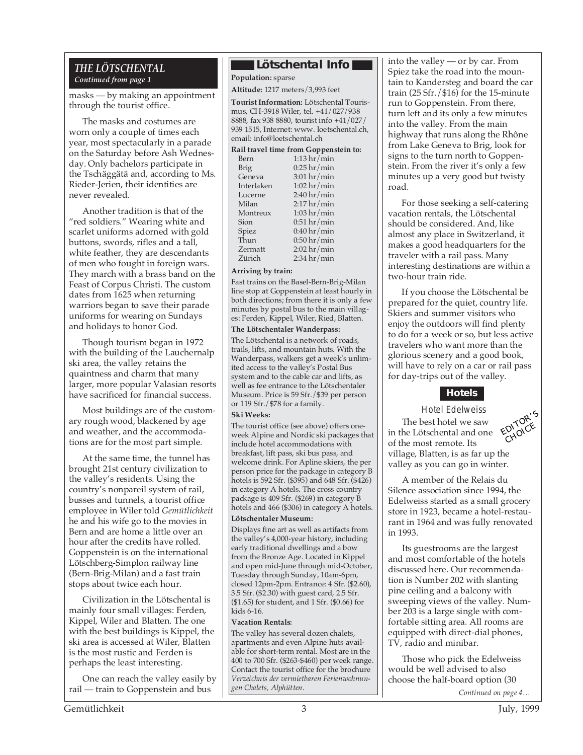## THE LÖTSCHENTAL

*Continued from page 1*

masks — by making an appointment through the tourist office.

The masks and costumes are worn only a couple of times each year, most spectacularly in a parade on the Saturday before Ash Wednesday. Only bachelors participate in the Tschäggätä and, according to Ms. Rieder-Jerien, their identities are never revealed.

Another tradition is that of the "red soldiers." Wearing white and scarlet uniforms adorned with gold buttons, swords, rifles and a tall, white feather, they are descendants of men who fought in foreign wars. They march with a brass band on the Feast of Corpus Christi. The custom dates from 1625 when returning warriors began to save their parade uniforms for wearing on Sundays and holidays to honor God.

Though tourism began in 1972 with the building of the Lauchernalp ski area, the valley retains the quaintness and charm that many larger, more popular Valasian resorts have sacrificed for financial success.

Most buildings are of the customary rough wood, blackened by age and weather, and the accommodations are for the most part simple.

At the same time, the tunnel has brought 21st century civilization to the valley's residents. Using the country's nonpareil system of rail, busses and tunnels, a tourist office employee in Wiler told *Gemütlichkeit* he and his wife go to the movies in Bern and are home a little over an hour after the credits have rolled. Goppenstein is on the international Lötschberg-Simplon railway line (Bern-Brig-Milan) and a fast train stops about twice each hour.

Civilization in the Lötschental is mainly four small villages: Ferden, Kippel, Wiler and Blatten. The one with the best buildings is Kippel, the ski area is accessed at Wiler, Blatten is the most rustic and Ferden is perhaps the least interesting.

One can reach the valley easily by rail — train to Goppenstein and bus into the valley — or by car. From Spiez take the road into the mountain to Kandersteg and board the car train (25 Sfr./$16) for the 15-minute run to Goppenstein. From there, turn left and its only a few minutes into the valley. From the main highway that runs along the Rhône from Lake Geneva to Brig, look for signs to the turn north to Goppenstein. From the river it's only a few minutes up a very good but twisty road.

For those seeking a self-catering vacation rentals, the Lötschental should be considered. And, like almost any place in Switzerland, it makes a good headquarters for the traveler with a rail pass. Many interesting destinations are within a two-hour train ride.

If you choose the Lötschental be prepared for the quiet, country life. Skiers and summer visitors who enjoy the outdoors will find plenty to do for a week or so, but less active travelers who want more than the glorious scenery and a good book, will have to rely on a car or rail pass for day-trips out of the valley.

### Lötschental Info

**Population:** sparse

**Altitude:** 1217 meters/3,993 feet

**Tourist Information:** Lötschental Tourismus, CH-3918 Wiler, tel. +41/027/938 8888, fax 938 8880, tourist info +41/027/939 1515, Internet: www. loetschental.ch, email: info@loetschental.ch

**Rail travel time from Goppenstein to:**

| Destination | Time |
|---|---|
| Bern | 1:13 hr/min |
| Brig | 0:25 hr/min |
| Geneva | 3:01 hr/min |
| Interlaken | 1:02 hr/min |
| Lucerne | 2:40 hr/min |
| Milan | 2:17 hr/min |
| Montreux | 1:03 hr/min |
| Sion | 0:51 hr/min |
| Spiez | 0:40 hr/min |
| Thun | 0:50 hr/min |
| Zermatt | 2:02 hr/min |
| Zürich | 2:34 hr/min |

**Arriving by train:**

Fast trains on the Basel-Bern-Brig-Milan line stop at Goppenstein at least hourly in both directions; from there it is only a few minutes by postal bus to the main villages: Ferden, Kippel, Wiler, Ried, Blatten.

**The Lötschental Wanderpass:**

The Lötschental is a network of roads, trails, lifts, and mountain huts. With the Wanderpass, walkers get a week's unlimited access to the valley's Postal Bus system and to the cable car and lifts, as well as fee entrance to the Lötschentaler Museum. Price is 59 Sfr./$39 per person or 119 Sfr./$78 for a family.

**Ski Weeks:**

The tourist office (see above) offers one-week Alpine and Nordic ski packages that include hotel accommodations with breakfast, lift pass, ski bus pass, and welcome drink. For Apline skiers, the per person price for the package in category B hotels is 592 Sfr. ($395) and 648 Sfr. ($426) in category A hotels. The cross country package is 409 Sfr. ($269) in category B hotels and 466 ($306) in category A hotels.

**Lötschentaler Museum:**

Displays fine art as well as artifacts from the valley's 4,000-year history, including early traditional dwellings and a bow from the Bronze Age. Located in Kippel and open mid-June through mid-October, Tuesday through Sunday, 10am-6pm, closed 12pm-2pm. Entrance: 4 Sfr. ($2.60), 3.5 Sfr. ($2.30) with guest card, 2.5 Sfr. ($1.65) for student, and 1 Sfr. ($0.66) for kids 6-16.

**Vacation Rentals:**

The valley has several dozen chalets, apartments and even Alpine huts available for short-term rental. Most are in the 400 to 700 Sfr. ($263-$460) per week range. Contact the tourist office for the brochure *Verzeichnis der vermieteten Ferienwohnungen Chalets, Alphütten.*

### Hotels

#### Hotel Edelweiss

EDITOR'S CHOICE

The best hotel we saw in the Lötschental and one of the most remote. Its village, Blatten, is as far up the valley as you can go in winter.

A member of the Relais du Silence association since 1994, the Edelweiss started as a small grocery store in 1923, became a hotel-restaurant in 1964 and was fully renovated in 1993.

Its guestrooms are the largest and most comfortable of the hotels discussed here. Our recommendation is Number 202 with slanting pine ceiling and a balcony with sweeping views of the valley. Number 203 is a large single with comfortable sitting area. All rooms are equipped with direct-dial phones, TV, radio and minibar.

Those who pick the Edelweiss would be well advised to also choose the half-board option (30

*Continued on page 4…*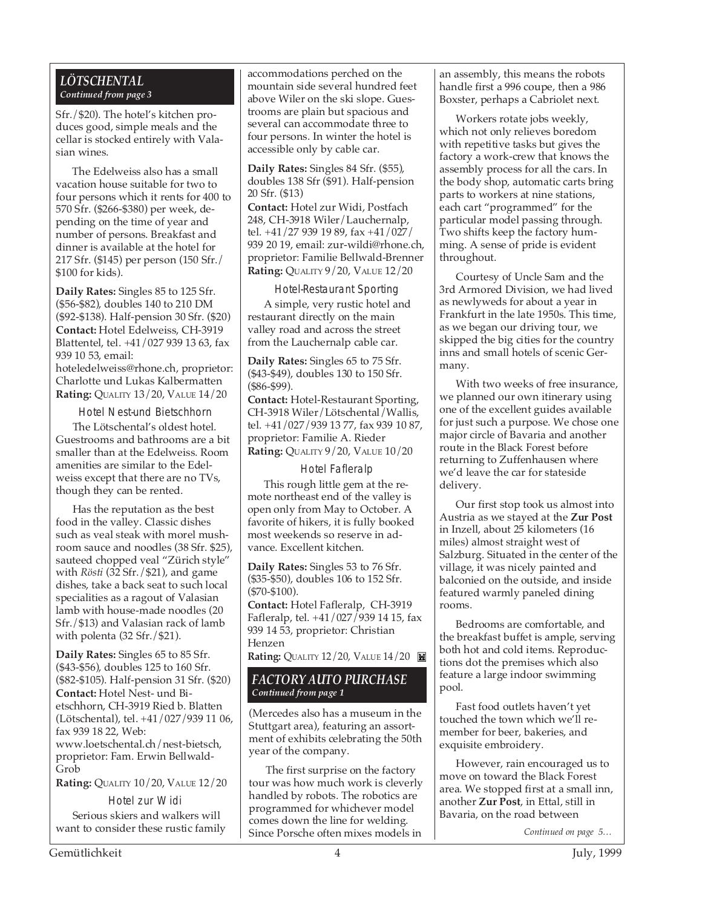## LÖTSCHENTAL

*Continued from page 3*

Sfr./$20). The hotel's kitchen produces good, simple meals and the cellar is stocked entirely with Valasian wines.

The Edelweiss also has a small vacation house suitable for two to four persons which it rents for 400 to 570 Sfr. ($266-$380) per week, depending on the time of year and number of persons. Breakfast and dinner is available at the hotel for 217 Sfr. ($145) per person (150 Sfr./ $100 for kids).

**Daily Rates:** Singles 85 to 125 Sfr. ($56-$82), doubles 140 to 210 DM ($92-$138). Half-pension 30 Sfr. ($20)
**Contact:** Hotel Edelweiss, CH-3919 Blattentel, tel. +41/027 939 13 63, fax 939 10 53, email: hoteledelweiss@rhone.ch, proprietor: Charlotte und Lukas Kalbermatten
**Rating:** QUALITY 13/20, VALUE 14/20

### Hotel Nest-und Bietschhorn

The Lötschental's oldest hotel. Guestrooms and bathrooms are a bit smaller than at the Edelweiss. Room amenities are similar to the Edelweiss except that there are no TVs, though they can be rented.

Has the reputation as the best food in the valley. Classic dishes such as veal steak with morel mushroom sauce and noodles (38 Sfr. $25), sauteed chopped veal "Zürich style" with *Rösti* (32 Sfr./$21), and game dishes, take a back seat to such local specialities as a ragout of Valasian lamb with house-made noodles (20 Sfr./$13) and Valasian rack of lamb with polenta (32 Sfr./$21).

**Daily Rates:** Singles 65 to 85 Sfr. ($43-$56), doubles 125 to 160 Sfr. ($82-$105). Half-pension 31 Sfr. ($20)
**Contact:** Hotel Nest- und Bietschhorn, CH-3919 Ried b. Blatten (Lötschental), tel. +41/027/939 11 06, fax 939 18 22, Web: www.loetschental.ch/nest-bietsch, proprietor: Fam. Erwin Bellwald-Grob
**Rating:** QUALITY 10/20, VALUE 12/20

### Hotel zur Widi

Serious skiers and walkers will want to consider these rustic family accommodations perched on the mountain side several hundred feet above Wiler on the ski slope. Guestrooms are plain but spacious and several can accommodate three to four persons. In winter the hotel is accessible only by cable car.

**Daily Rates:** Singles 84 Sfr. ($55), doubles 138 Sfr ($91). Half-pension 20 Sfr. ($13)
**Contact:** Hotel zur Widi, Postfach 248, CH-3918 Wiler/Lauchernalp, tel. +41/27 939 19 89, fax +41/027/ 939 20 19, email: zur-wildi@rhone.ch, proprietor: Familie Bellwald-Brenner
**Rating:** QUALITY 9/20, VALUE 12/20

### Hotel-Restaurant Sporting

A simple, very rustic hotel and restaurant directly on the main valley road and across the street from the Lauchernalp cable car.

**Daily Rates:** Singles 65 to 75 Sfr. ($43-$49), doubles 130 to 150 Sfr. ($86-$99).
**Contact:** Hotel-Restaurant Sporting, CH-3918 Wiler/Lötschental/Wallis, tel. +41/027/939 13 77, fax 939 10 87, proprietor: Familie A. Rieder
**Rating:** QUALITY 9/20, VALUE 10/20

### Hotel Fafleralp

This rough little gem at the remote northeast end of the valley is open only from May to October. A favorite of hikers, it is fully booked most weekends so reserve in advance. Excellent kitchen.

**Daily Rates:** Singles 53 to 76 Sfr. ($35-$50), doubles 106 to 152 Sfr. ($70-$100).
**Contact:** Hotel Fafleralp, CH-3919 Fafleralp, tel. +41/027/939 14 15, fax 939 14 53, proprietor: Christian Henzen
**Rating:** QUALITY 12/20, VALUE 14/20

## FACTORY AUTO PURCHASE

*Continued from page 1*

(Mercedes also has a museum in the Stuttgart area), featuring an assortment of exhibits celebrating the 50th year of the company.

The first surprise on the factory tour was how much work is cleverly handled by robots. The robotics are programmed for whichever model comes down the line for welding. Since Porsche often mixes models in an assembly, this means the robots handle first a 996 coupe, then a 986 Boxster, perhaps a Cabriolet next.

Workers rotate jobs weekly, which not only relieves boredom with repetitive tasks but gives the factory a work-crew that knows the assembly process for all the cars. In the body shop, automatic carts bring parts to workers at nine stations, each cart "programmed" for the particular model passing through. Two shifts keep the factory humming. A sense of pride is evident throughout.

Courtesy of Uncle Sam and the 3rd Armored Division, we had lived as newlyweds for about a year in Frankfurt in the late 1950s. This time, as we began our driving tour, we skipped the big cities for the country inns and small hotels of scenic Germany.

With two weeks of free insurance, we planned our own itinerary using one of the excellent guides available for just such a purpose. We chose one major circle of Bavaria and another route in the Black Forest before returning to Zuffenhausen where we'd leave the car for stateside delivery.

Our first stop took us almost into Austria as we stayed at the **Zur Post** in Inzell, about 25 kilometers (16 miles) almost straight west of Salzburg. Situated in the center of the village, it was nicely painted and balconied on the outside, and inside featured warmly paneled dining rooms.

Bedrooms are comfortable, and the breakfast buffet is ample, serving both hot and cold items. Reproductions dot the premises which also feature a large indoor swimming pool.

Fast food outlets haven't yet touched the town which we'll remember for beer, bakeries, and exquisite embroidery.

However, rain encouraged us to move on toward the Black Forest area. We stopped first at a small inn, another **Zur Post**, in Ettal, still in Bavaria, on the road between

*Continued on page 5…*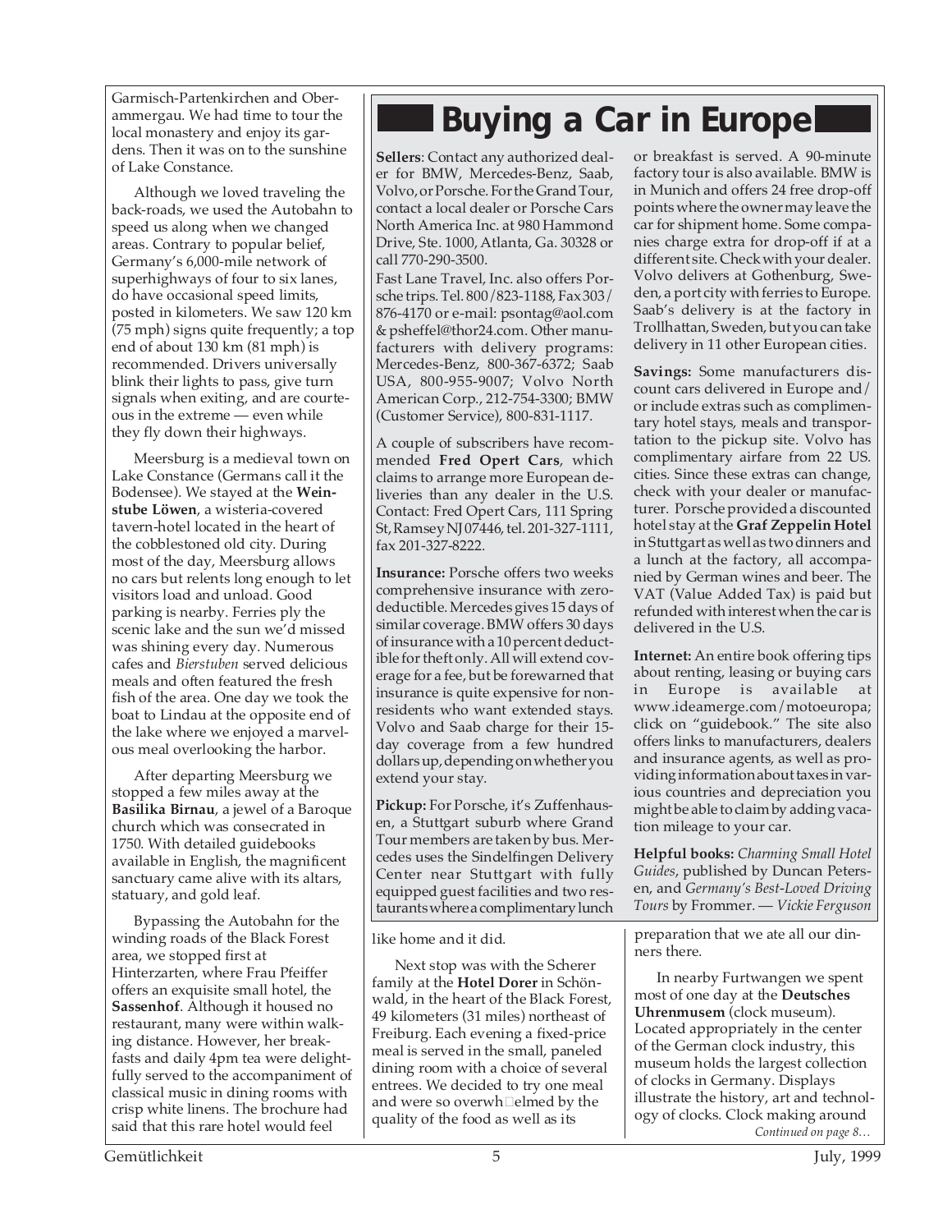Garmisch-Partenkirchen and Oberammergau. We had time to tour the local monastery and enjoy its gardens. Then it was on to the sunshine of Lake Constance.

Although we loved traveling the back-roads, we used the Autobahn to speed us along when we changed areas. Contrary to popular belief, Germany's 6,000-mile network of superhighways of four to six lanes, do have occasional speed limits, posted in kilometers. We saw 120 km (75 mph) signs quite frequently; a top end of about 130 km (81 mph) is recommended. Drivers universally blink their lights to pass, give turn signals when exiting, and are courteous in the extreme — even while they fly down their highways.

Meersburg is a medieval town on Lake Constance (Germans call it the Bodensee). We stayed at the **Weinstube Löwen**, a wisteria-covered tavern-hotel located in the heart of the cobblestoned old city. During most of the day, Meersburg allows no cars but relents long enough to let visitors load and unload. Good parking is nearby. Ferries ply the scenic lake and the sun we'd missed was shining every day. Numerous cafes and *Bierstuben* served delicious meals and often featured the fresh fish of the area. One day we took the boat to Lindau at the opposite end of the lake where we enjoyed a marvelous meal overlooking the harbor.

After departing Meersburg we stopped a few miles away at the **Basilika Birnau**, a jewel of a Baroque church which was consecrated in 1750. With detailed guidebooks available in English, the magnificent sanctuary came alive with its altars, statuary, and gold leaf.

Bypassing the Autobahn for the winding roads of the Black Forest area, we stopped first at Hinterzarten, where Frau Pfeiffer offers an exquisite small hotel, the **Sassenhof**. Although it housed no restaurant, many were within walking distance. However, her breakfasts and daily 4pm tea were delightfully served to the accompaniment of classical music in dining rooms with crisp white linens. The brochure had said that this rare hotel would feel like home and it did.

Next stop was with the Scherer family at the **Hotel Dorer** in Schönwald, in the heart of the Black Forest, 49 kilometers (31 miles) northeast of Freiburg. Each evening a fixed-price meal is served in the small, paneled dining room with a choice of several entrees. We decided to try one meal and were so overwhelmed by the quality of the food as well as its preparation that we ate all our dinners there.

In nearby Furtwangen we spent most of one day at the **Deutsches Uhrenmusem** (clock museum). Located appropriately in the center of the German clock industry, this museum holds the largest collection of clocks in Germany. Displays illustrate the history, art and technology of clocks. Clock making around

*Continued on page 8…*

## Buying a Car in Europe

**Sellers**: Contact any authorized dealer for BMW, Mercedes-Benz, Saab, Volvo, or Porsche. For the Grand Tour, contact a local dealer or Porsche Cars North America Inc. at 980 Hammond Drive, Ste. 1000, Atlanta, Ga. 30328 or call 770-290-3500.

Fast Lane Travel, Inc. also offers Porsche trips. Tel. 800/823-1188, Fax 303/876-4170 or e-mail: psontag@aol.com & psheffel@thor24.com. Other manufacturers with delivery programs: Mercedes-Benz, 800-367-6372; Saab USA, 800-955-9007; Volvo North American Corp., 212-754-3300; BMW (Customer Service), 800-831-1117.

A couple of subscribers have recommended **Fred Opert Cars**, which claims to arrange more European deliveries than any dealer in the U.S. Contact: Fred Opert Cars, 111 Spring St, Ramsey NJ 07446, tel. 201-327-1111, fax 201-327-8222.

**Insurance:** Porsche offers two weeks comprehensive insurance with zero-deductible. Mercedes gives 15 days of similar coverage. BMW offers 30 days of insurance with a 10 percent deductible for theft only. All will extend coverage for a fee, but be forewarned that insurance is quite expensive for non-residents who want extended stays. Volvo and Saab charge for their 15-day coverage from a few hundred dollars up, depending on whether you extend your stay.

**Pickup:** For Porsche, it's Zuffenhausen, a Stuttgart suburb where Grand Tour members are taken by bus. Mercedes uses the Sindelfingen Delivery Center near Stuttgart with fully equipped guest facilities and two restaurants where a complimentary lunch or breakfast is served. A 90-minute factory tour is also available. BMW is in Munich and offers 24 free drop-off points where the owner may leave the car for shipment home. Some companies charge extra for drop-off if at a different site. Check with your dealer. Volvo delivers at Gothenburg, Sweden, a port city with ferries to Europe. Saab's delivery is at the factory in Trollhattan, Sweden, but you can take delivery in 11 other European cities.

**Savings:** Some manufacturers discount cars delivered in Europe and/or include extras such as complimentary hotel stays, meals and transportation to the pickup site. Volvo has complimentary airfare from 22 US cities. Since these extras can change, check with your dealer or manufacturer. Porsche provided a discounted hotel stay at the **Graf Zeppelin Hotel** in Stuttgart as well as two dinners and a lunch at the factory, all accompanied by German wines and beer. The VAT (Value Added Tax) is paid but refunded with interest when the car is delivered in the U.S.

**Internet:** An entire book offering tips about renting, leasing or buying cars in Europe is available at www.ideamerge.com/motoeuropa; click on "guidebook." The site also offers links to manufacturers, dealers and insurance agents, as well as providing information about taxes in various countries and depreciation you might be able to claim by adding vacation mileage to your car.

**Helpful books:** *Charming Small Hotel Guides*, published by Duncan Petersen, and *Germany's Best-Loved Driving Tours* by Frommer. — *Vickie Ferguson*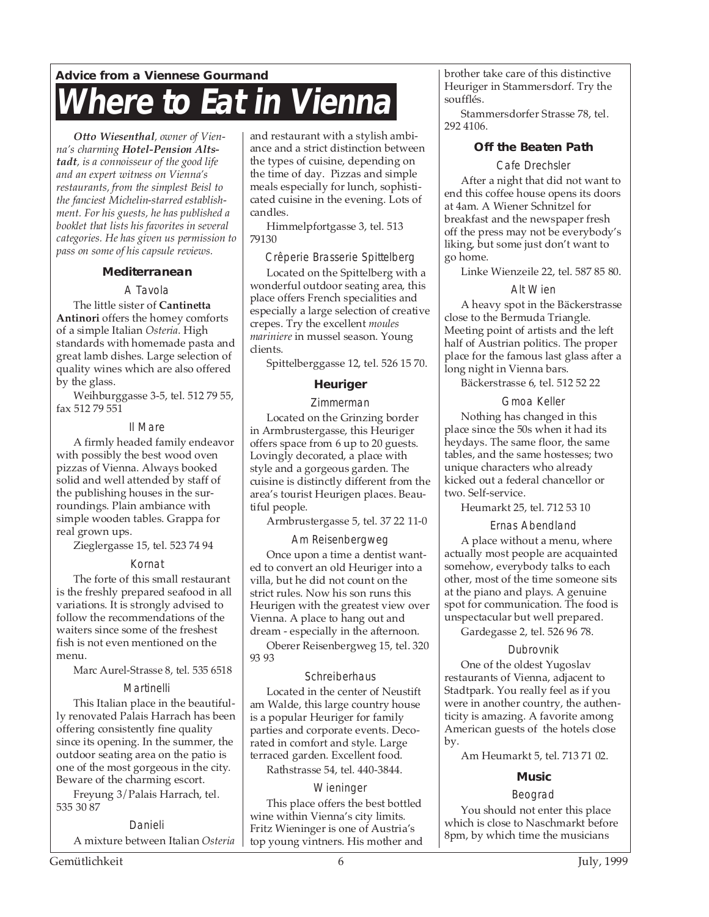**Advice from a Viennese Gourmand**

# Where to Eat in Vienna

*Otto Wiesenthal, owner of Vienna's charming **Hotel-Pension Altstadt**, is a connoisseur of the good life and an expert witness on Vienna's restaurants, from the simplest Beisl to the fanciest Michelin-starred establishment. For his guests, he has published a booklet that lists his favorites in several categories. He has given us permission to pass on some of his capsule reviews.*

### Mediterranean

#### A Tavola

The little sister of **Cantinetta Antinori** offers the homey comforts of a simple Italian *Osteria*. High standards with homemade pasta and great lamb dishes. Large selection of quality wines which are also offered by the glass.

Weihburggasse 3-5, tel. 512 79 55, fax 512 79 551

#### Il Mare

A firmly headed family endeavor with possibly the best wood oven pizzas of Vienna. Always booked solid and well attended by staff of the publishing houses in the surroundings. Plain ambiance with simple wooden tables. Grappa for real grown ups.

Zieglergasse 15, tel. 523 74 94

#### Kornat

The forte of this small restaurant is the freshly prepared seafood in all variations. It is strongly advised to follow the recommendations of the waiters since some of the freshest fish is not even mentioned on the menu.

Marc Aurel-Strasse 8, tel. 535 6518

#### Martinelli

This Italian place in the beautifully renovated Palais Harrach has been offering consistently fine quality since its opening. In the summer, the outdoor seating area on the patio is one of the most gorgeous in the city. Beware of the charming escort.

Freyung 3/Palais Harrach, tel. 535 30 87

#### Danieli

A mixture between Italian *Osteria* and restaurant with a stylish ambiance and a strict distinction between the types of cuisine, depending on the time of day. Pizzas and simple meals especially for lunch, sophisticated cuisine in the evening. Lots of candles.

Himmelpfortgasse 3, tel. 513 79130

#### Crêperie Brasserie Spittelberg

Located on the Spittelberg with a wonderful outdoor seating area, this place offers French specialities and especially a large selection of creative crepes. Try the excellent *moules mariniere* in mussel season. Young clients.

Spittelberggasse 12, tel. 526 15 70.

### Heuriger

#### Zimmerman

Located on the Grinzing border in Armbrustergasse, this Heuriger offers space from 6 up to 20 guests. Lovingly decorated, a place with style and a gorgeous garden. The cuisine is distinctly different from the area's tourist Heurigen places. Beautiful people.

Armbrustergasse 5, tel. 37 22 11-0

#### Am Reisenbergweg

Once upon a time a dentist wanted to convert an old Heuriger into a villa, but he did not count on the strict rules. Now his son runs this Heurigen with the greatest view over Vienna. A place to hang out and dream - especially in the afternoon.

Oberer Reisenbergweg 15, tel. 320 93 93

#### Schreiberhaus

Located in the center of Neustift am Walde, this large country house is a popular Heuriger for family parties and corporate events. Decorated in comfort and style. Large terraced garden. Excellent food.

Rathstrasse 54, tel. 440-3844.

#### Wieninger

This place offers the best bottled wine within Vienna's city limits. Fritz Wieninger is one of Austria's top young vintners. His mother and brother take care of this distinctive Heuriger in Stammersdorf. Try the soufflés.

Stammersdorfer Strasse 78, tel. 292 4106.

### Off the Beaten Path

#### Cafe Drechsler

After a night that did not want to end this coffee house opens its doors at 4am. A Wiener Schnitzel for breakfast and the newspaper fresh off the press may not be everybody's liking, but some just don't want to go home.

Linke Wienzeile 22, tel. 587 85 80.

#### Alt Wien

A heavy spot in the Bäckerstrasse close to the Bermuda Triangle. Meeting point of artists and the left half of Austrian politics. The proper place for the famous last glass after a long night in Vienna bars.

Bäckerstrasse 6, tel. 512 52 22

#### Gmoa Keller

Nothing has changed in this place since the 50s when it had its heydays. The same floor, the same tables, and the same hostesses; two unique characters who already kicked out a federal chancellor or two. Self-service.

Heumarkt 25, tel. 712 53 10

#### Ernas Abendland

A place without a menu, where actually most people are acquainted somehow, everybody talks to each other, most of the time someone sits at the piano and plays. A genuine spot for communication. The food is unspectacular but well prepared.

Gardegasse 2, tel. 526 96 78.

#### Dubrovnik

One of the oldest Yugoslav restaurants of Vienna, adjacent to Stadtpark. You really feel as if you were in another country, the authenticity is amazing. A favorite among American guests of the hotels close by.

Am Heumarkt 5, tel. 713 71 02.

### Music

#### Beograd

You should not enter this place which is close to Naschmarkt before 8pm, by which time the musicians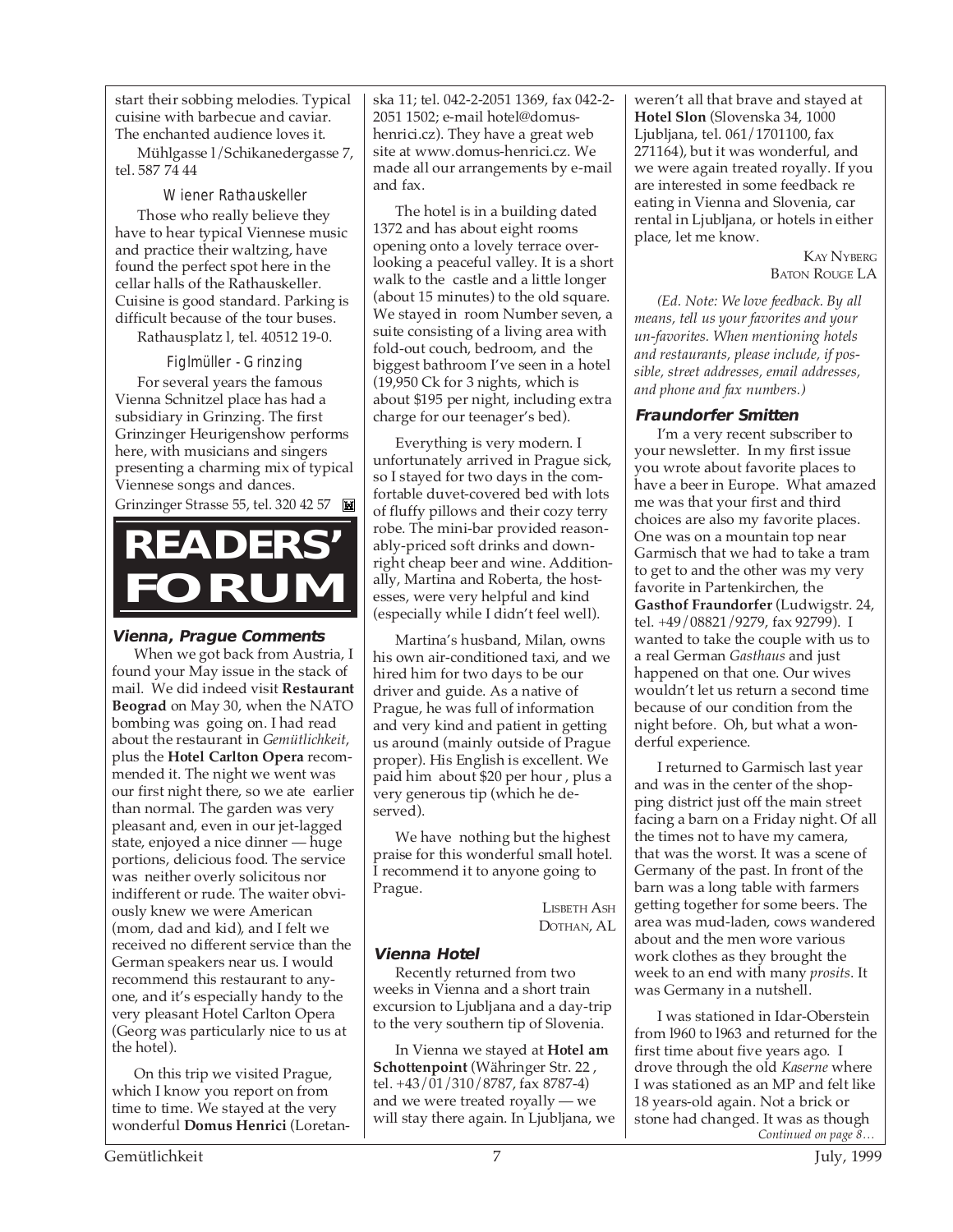start their sobbing melodies. Typical cuisine with barbecue and caviar. The enchanted audience loves it.

Mühlgasse l/Schikanedergasse 7, tel. 587 74 44

### Wiener Rathauskeller

Those who really believe they have to hear typical Viennese music and practice their waltzing, have found the perfect spot here in the cellar halls of the Rathauskeller. Cuisine is good standard. Parking is difficult because of the tour buses.

Rathausplatz l, tel. 40512 19-0.

### Figlmüller - Grinzing

For several years the famous Vienna Schnitzel place has had a subsidiary in Grinzing. The first Grinzinger Heurigenshow performs here, with musicians and singers presenting a charming mix of typical Viennese songs and dances.

Grinzinger Strasse 55, tel. 320 42 57

# READERS' FORUM

## Vienna, Prague Comments

When we got back from Austria, I found your May issue in the stack of mail. We did indeed visit **Restaurant Beograd** on May 30, when the NATO bombing was going on. I had read about the restaurant in *Gemütlichkeit*, plus the **Hotel Carlton Opera** recommended it. The night we went was our first night there, so we ate earlier than normal. The garden was very pleasant and, even in our jet-lagged state, enjoyed a nice dinner — huge portions, delicious food. The service was neither overly solicitous nor indifferent or rude. The waiter obviously knew we were American (mom, dad and kid), and I felt we received no different service than the German speakers near us. I would recommend this restaurant to anyone, and it's especially handy to the very pleasant Hotel Carlton Opera (Georg was particularly nice to us at the hotel).

On this trip we visited Prague, which I know you report on from time to time. We stayed at the very wonderful **Domus Henrici** (Loretanska 11; tel. 042-2-2051 1369, fax 042-2-2051 1502; e-mail hotel@domus-henrici.cz). They have a great web site at www.domus-henrici.cz. We made all our arrangements by e-mail and fax.

The hotel is in a building dated 1372 and has about eight rooms opening onto a lovely terrace overlooking a peaceful valley. It is a short walk to the castle and a little longer (about 15 minutes) to the old square. We stayed in room Number seven, a suite consisting of a living area with fold-out couch, bedroom, and the biggest bathroom I've seen in a hotel (19,950 Ck for 3 nights, which is about $195 per night, including extra charge for our teenager's bed).

Everything is very modern. I unfortunately arrived in Prague sick, so I stayed for two days in the comfortable duvet-covered bed with lots of fluffy pillows and their cozy terry robe. The mini-bar provided reasonably-priced soft drinks and downright cheap beer and wine. Additionally, Martina and Roberta, the hostesses, were very helpful and kind (especially while I didn't feel well).

Martina's husband, Milan, owns his own air-conditioned taxi, and we hired him for two days to be our driver and guide. As a native of Prague, he was full of information and very kind and patient in getting us around (mainly outside of Prague proper). His English is excellent. We paid him about $20 per hour, plus a very generous tip (which he deserved).

We have nothing but the highest praise for this wonderful small hotel. I recommend it to anyone going to Prague.

LISBETH ASH
DOTHAN, AL

## Vienna Hotel

Recently returned from two weeks in Vienna and a short train excursion to Ljubljana and a day-trip to the very southern tip of Slovenia.

In Vienna we stayed at **Hotel am Schottenpoint** (Währinger Str. 22, tel. +43/01/310/8787, fax 8787-4) and we were treated royally — we will stay there again. In Ljubljana, we weren't all that brave and stayed at **Hotel Slon** (Slovenska 34, 1000 Ljubljana, tel. 061/1701100, fax 271164), but it was wonderful, and we were again treated royally. If you are interested in some feedback re eating in Vienna and Slovenia, car rental in Ljubljana, or hotels in either place, let me know.

KAY NYBERG
BATON ROUGE LA

*(Ed. Note: We love feedback. By all means, tell us your favorites and your un-favorites. When mentioning hotels and restaurants, please include, if possible, street addresses, email addresses, and phone and fax numbers.)*

## Fraundorfer Smitten

I'm a very recent subscriber to your newsletter. In my first issue you wrote about favorite places to have a beer in Europe. What amazed me was that your first and third choices are also my favorite places. One was on a mountain top near Garmisch that we had to take a tram to get to and the other was my very favorite in Partenkirchen, the **Gasthof Fraundorfer** (Ludwigstr. 24, tel. +49/08821/9279, fax 92799). I wanted to take the couple with us to a real German *Gasthaus* and just happened on that one. Our wives wouldn't let us return a second time because of our condition from the night before. Oh, but what a wonderful experience.

I returned to Garmisch last year and was in the center of the shopping district just off the main street facing a barn on a Friday night. Of all the times not to have my camera, that was the worst. It was a scene of Germany of the past. In front of the barn was a long table with farmers getting together for some beers. The area was mud-laden, cows wandered about and the men wore various work clothes as they brought the week to an end with many *prosits*. It was Germany in a nutshell.

I was stationed in Idar-Oberstein from l960 to l963 and returned for the first time about five years ago. I drove through the old *Kaserne* where I was stationed as an MP and felt like 18 years-old again. Not a brick or stone had changed. It was as though

*Continued on page 8…*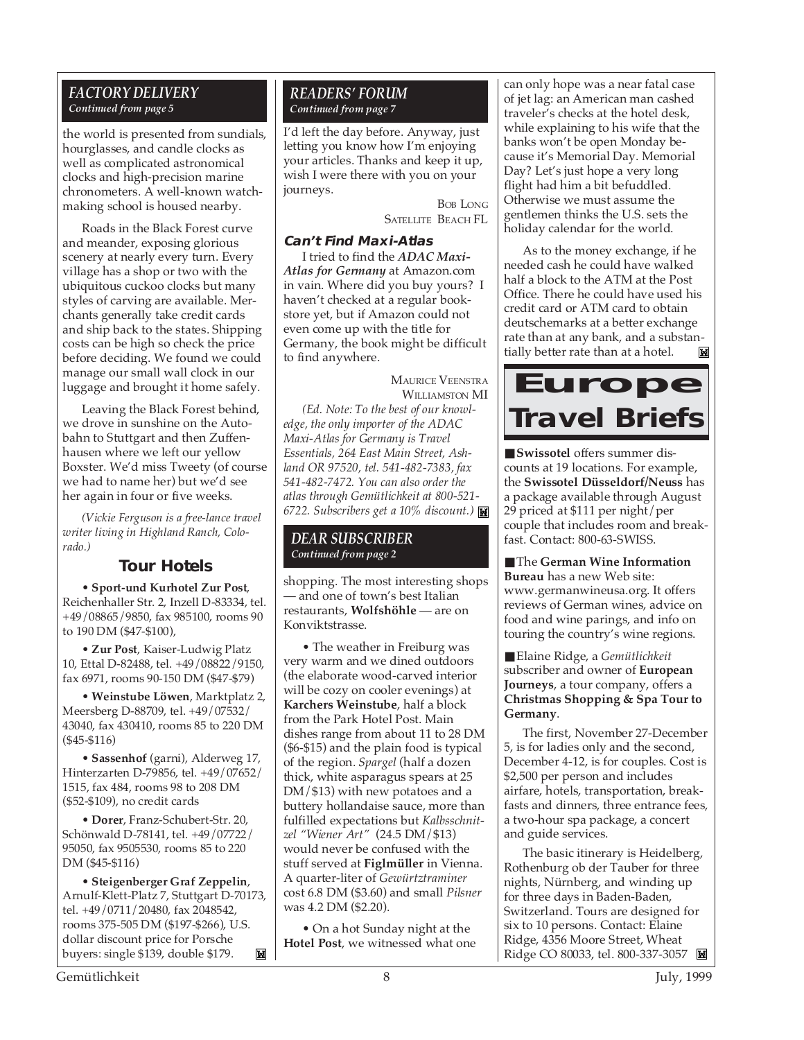## FACTORY DELIVERY
*Continued from page 5*

the world is presented from sundials, hourglasses, and candle clocks as well as complicated astronomical clocks and high-precision marine chronometers. A well-known watchmaking school is housed nearby.

Roads in the Black Forest curve and meander, exposing glorious scenery at nearly every turn. Every village has a shop or two with the ubiquitous cuckoo clocks but many styles of carving are available. Merchants generally take credit cards and ship back to the states. Shipping costs can be high so check the price before deciding. We found we could manage our small wall clock in our luggage and brought it home safely.

Leaving the Black Forest behind, we drove in sunshine on the Autobahn to Stuttgart and then Zuffenhausen where we left our yellow Boxster. We'd miss Tweety (of course we had to name her) but we'd see her again in four or five weeks.

*(Vickie Ferguson is a free-lance travel writer living in Highland Ranch, Colorado.)*

### Tour Hotels

• **Sport-und Kurhotel Zur Post**, Reichenhaller Str. 2, Inzell D-83334, tel. +49/08865/9850, fax 985100, rooms 90 to 190 DM ($47-$100),

• **Zur Post**, Kaiser-Ludwig Platz 10, Ettal D-82488, tel. +49/08822/9150, fax 6971, rooms 90-150 DM ($47-$79)

• **Weinstube Löwen**, Marktplatz 2, Meersberg D-88709, tel. +49/07532/43040, fax 430410, rooms 85 to 220 DM ($45-$116)

• **Sassenhof** (garni), Alderweg 17, Hinterzarten D-79856, tel. +49/07652/1515, fax 484, rooms 98 to 208 DM ($52-$109), no credit cards

• **Dorer**, Franz-Schubert-Str. 20, Schönwald D-78141, tel. +49/07722/95050, fax 9505530, rooms 85 to 220 DM ($45-$116)

• **Steigenberger Graf Zeppelin**, Arnulf-Klett-Platz 7, Stuttgart D-70173, tel. +49/0711/20480, fax 2048542, rooms 375-505 DM ($197-$266), U.S. dollar discount price for Porsche buyers: single $139, double $179.

## READERS' FORUM
*Continued from page 7*

I'd left the day before. Anyway, just letting you know how I'm enjoying your articles. Thanks and keep it up, wish I were there with you on your journeys.

BOB LONG
SATELLITE BEACH FL

### Can't Find Maxi-Atlas

I tried to find the ***ADAC Maxi-Atlas for Germany*** at Amazon.com in vain. Where did you buy yours? I haven't checked at a regular bookstore yet, but if Amazon could not even come up with the title for Germany, the book might be difficult to find anywhere.

MAURICE VEENSTRA
WILLIAMSTON MI

*(Ed. Note: To the best of our knowledge, the only importer of the ADAC Maxi-Atlas for Germany is Travel Essentials, 264 East Main Street, Ashland OR 97520, tel. 541-482-7383, fax 541-482-7472. You can also order the atlas through Gemütlichkeit at 800-521-6722. Subscribers get a 10% discount.)*

## DEAR SUBSCRIBER
*Continued from page 2*

shopping. The most interesting shops — and one of town's best Italian restaurants, **Wolfshöhle** — are on Konviktstrasse.

• The weather in Freiburg was very warm and we dined outdoors (the elaborate wood-carved interior will be cozy on cooler evenings) at **Karchers Weinstube**, half a block from the Park Hotel Post. Main dishes range from about 11 to 28 DM ($6-$15) and the plain food is typical of the region. *Spargel* (half a dozen thick, white asparagus spears at 25 DM/$13) with new potatoes and a buttery hollandaise sauce, more than fulfilled expectations but *Kalbsschnitzel "Wiener Art"* (24.5 DM/$13) would never be confused with the stuff served at **Figlmüller** in Vienna. A quarter-liter of *Gewürztraminer* cost 6.8 DM ($3.60) and small *Pilsner* was 4.2 DM ($2.20).

• On a hot Sunday night at the **Hotel Post**, we witnessed what one can only hope was a near fatal case of jet lag: an American man cashed traveler's checks at the hotel desk, while explaining to his wife that the banks won't be open Monday because it's Memorial Day. Memorial Day? Let's just hope a very long flight had him a bit befuddled. Otherwise we must assume the gentlemen thinks the U.S. sets the holiday calendar for the world.

As to the money exchange, if he needed cash he could have walked half a block to the ATM at the Post Office. There he could have used his credit card or ATM card to obtain deutschemarks at a better exchange rate than at any bank, and a substantially better rate than at a hotel.

## Europe Travel Briefs

■ **Swissotel** offers summer discounts at 19 locations. For example, the **Swissotel Düsseldorf/Neuss** has a package available through August 29 priced at $111 per night/per couple that includes room and breakfast. Contact: 800-63-SWISS.

■ The **German Wine Information Bureau** has a new Web site: www.germanwineusa.org. It offers reviews of German wines, advice on food and wine parings, and info on touring the country's wine regions.

■ Elaine Ridge, a *Gemütlichkeit* subscriber and owner of **European Journeys**, a tour company, offers a **Christmas Shopping & Spa Tour to Germany**.

The first, November 27-December 5, is for ladies only and the second, December 4-12, is for couples. Cost is $2,500 per person and includes airfare, hotels, transportation, breakfasts and dinners, three entrance fees, a two-hour spa package, a concert and guide services.

The basic itinerary is Heidelberg, Rothenburg ob der Tauber for three nights, Nürnberg, and winding up for three days in Baden-Baden, Switzerland. Tours are designed for six to 10 persons. Contact: Elaine Ridge, 4356 Moore Street, Wheat Ridge CO 80033, tel. 800-337-3057